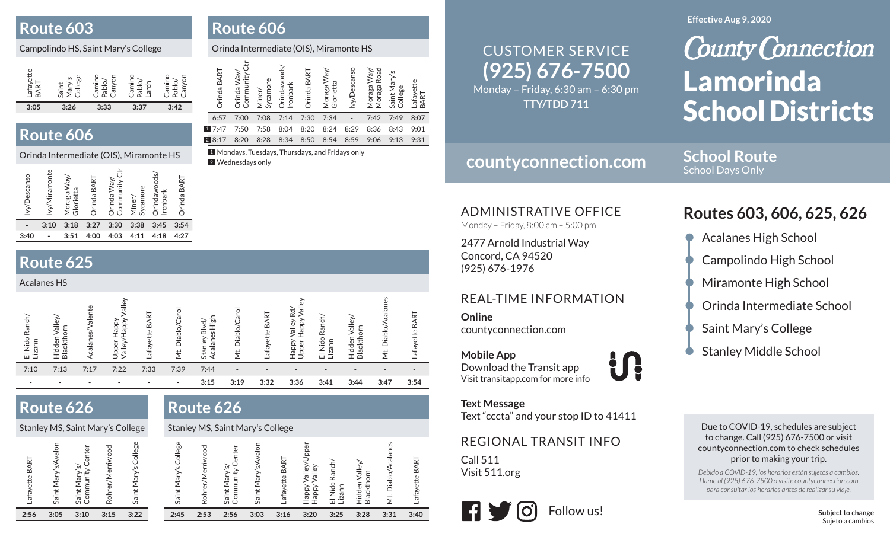Effective Aug 9, 2020

# County Connection
# Lamorinda School Districts

## School Route
School Days Only

## Routes 603, 606, 625, 626

- Acalanes High School
- Campolindo High School
- Miramonte High School
- Orinda Intermediate School
- Saint Mary's College
- Stanley Middle School

## Route 603

Campolindo HS, Saint Mary's College

| Lafayette BART | Saint Mary's College | Camino Pablo/ Canyon | Camino Pablo/ Larch | Camino Pablo/ Canyon |
|---|---|---|---|---|
| 3:05 | 3:26 | 3:33 | 3:37 | 3:42 |

## Route 606

Orinda Intermediate (OIS), Miramonte HS

| Ivy/Descanso | Ivy/Miramonte | Moraga Way/ Glorietta | Orinda BART | Orinda Way/ Community Ctr | Miner/ Sycamore | Orindawoods/ Ironbark | Orinda BART |
|---|---|---|---|---|---|---|---|
| - | 3:10 | 3:18 | 3:27 | 3:30 | 3:38 | 3:45 | 3:54 |
| 3:40 | - | 3:51 | 4:00 | 4:03 | 4:11 | 4:18 | 4:27 |

## Route 606

Orinda Intermediate (OIS), Miramonte HS

| Orinda BART | Orinda Way/ Community Ctr | Miner/ Sycamore | Orindawoods/ Ironbark | Orinda BART | Moraga Way/ Glorietta | Ivy/Descanso | Moraga Way/ Moraga Road | Saint Mary's College | Lafayette BART |
|---|---|---|---|---|---|---|---|---|---|
| 6:57 | 7:00 | 7:08 | 7:14 | 7:30 | 7:34 | - | 7:42 | 7:49 | 8:07 |
| [1] 7:47 | 7:50 | 7:58 | 8:04 | 8:20 | 8:24 | 8:29 | 8:36 | 8:43 | 9:01 |
| [2] 8:17 | 8:20 | 8:28 | 8:34 | 8:50 | 8:54 | 8:59 | 9:06 | 9:13 | 9:31 |

[1] Mondays, Tuesdays, Thursdays, and Fridays only
[2] Wednesdays only

## Route 625

Acalanes HS

| El Nido Ranch/ Lizann | Hidden Valley/ Blackthorn | Acalanes/Valente | Upper Happy Valley/Happy Valley | Lafayette BART | Mt. Diablo/Carol | Stanley Blvd/ Acalanes High | Mt. Diablo/Carol | Lafayette BART | Happy Valley Rd/ Upper Happy Valley | El Nido Ranch/ Lizann | Hidden Valley/ Blackthorn | Mt. Diablo/Acalanes | Lafayette BART |
|---|---|---|---|---|---|---|---|---|---|---|---|---|---|
| 7:10 | 7:13 | 7:17 | 7:22 | 7:33 | 7:39 | 7:44 | - | - | - | - | - | - | - |
| - | - | - | - | - | - | 3:15 | 3:19 | 3:32 | 3:36 | 3:41 | 3:44 | 3:47 | 3:54 |

## Route 626

Stanley MS, Saint Mary's College

| Lafayette BART | Saint Mary's/Avalon | Saint Mary's/ Community Center | Rohrer/Merriwood | Saint Mary's College |
|---|---|---|---|---|
| 2:56 | 3:05 | 3:10 | 3:15 | 3:22 |

## Route 626

Stanley MS, Saint Mary's College

| Saint Mary's College | Rohrer/Merriwood | Saint Mary's/ Community Center | Saint Mary's/Avalon | Lafayette BART | Happy Valley/Upper Happy Valley | El Nido Ranch/ Lizann | Hidden Valley/ Blackthorn | Mt. Diablo/Acalanes | Lafayette BART |
|---|---|---|---|---|---|---|---|---|---|
| 2:45 | 2:53 | 2:56 | 3:03 | 3:16 | 3:20 | 3:25 | 3:28 | 3:31 | 3:40 |

### CUSTOMER SERVICE
**(925) 676-7500**
Monday – Friday, 6:30 am – 6:30 pm
**TTY/TDD 711**

**countyconnection.com**

### ADMINISTRATIVE OFFICE
Monday – Friday, 8:00 am – 5:00 pm

2477 Arnold Industrial Way
Concord, CA 94520
(925) 676-1976

### REAL-TIME INFORMATION

**Online**
countyconnection.com

**Mobile App**
Download the Transit app
Visit transitapp.com for more info

**Text Message**
Text "cccta" and your stop ID to 41411

### REGIONAL TRANSIT INFO
Call 511
Visit 511.org

Follow us!

Due to COVID-19, schedules are subject to change. Call (925) 676-7500 or visit countyconnection.com to check schedules prior to making your trip.

*Debido a COVID-19, los horarios están sujetos a cambios. Llame al (925) 676-7500 o visite countyconnection.com para consultar los horarios antes de realizar su viaje.*

**Subject to change**
Sujeto a cambios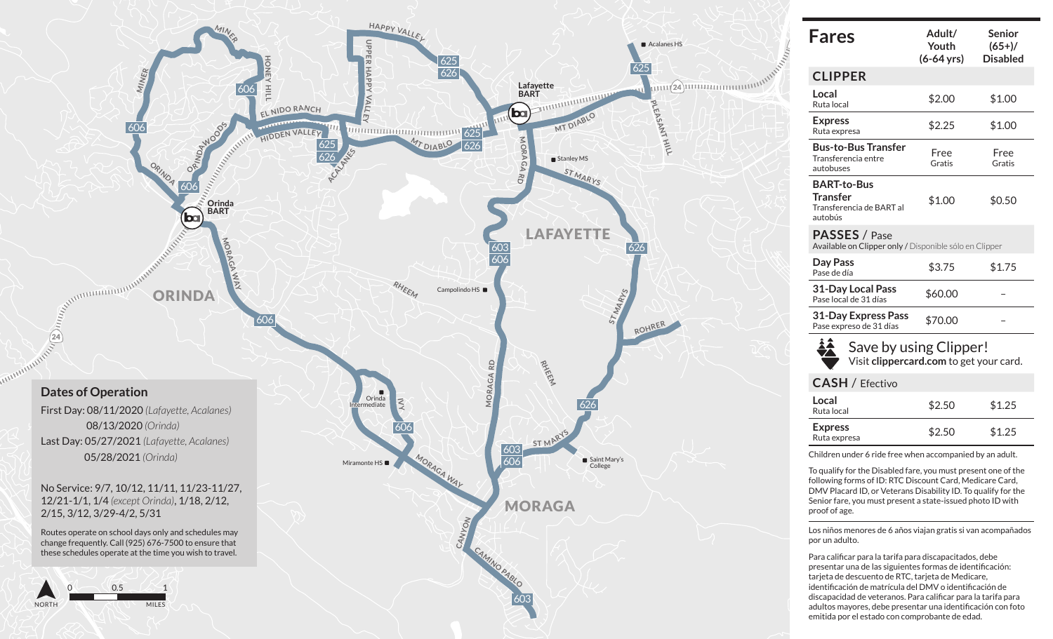## Dates of Operation

First Day: 08/11/2020 *(Lafayette, Acalanes)*
08/13/2020 *(Orinda)*
Last Day: 05/27/2021 *(Lafayette, Acalanes)*
05/28/2021 *(Orinda)*

No Service: 9/7, 10/12, 11/11, 11/23-11/27, 12/21-1/1, 1/4 *(except Orinda)*, 1/18, 2/12, 2/15, 3/12, 3/29-4/2, 5/31

Routes operate on school days only and schedules may change frequently. Call (925) 676-7500 to ensure that these schedules operate at the time you wish to travel.

MINER
HONEY HILL
606
EL NIDO RANCH
HIDDEN VALLEY
ORINDAWOODS
ORINDA
Orinda BART
MORAGA WAY
ORINDA
24
606
HAPPY VALLEY
UPPER HAPPY VALLEY
625
626
ACALANES
MT DIABLO
Lafayette BART
Acalanes HS
24
PLEASANT HILL
Stanley MS
ST MARYS
MORAGA RD
LAFAYETTE
603
RHEEM
Campolindo HS
ROHRER
Orinda Intermediate
IVY
Miramonte HS
MORAGA WAY
Saint Mary's College
MORAGA
CANYON
CAMINO PABLO
NORTH
0 0.5 1 MILES

# Fares

| Fares | Adult/ Youth (6-64 yrs) | Senior (65+)/ Disabled |
|---|---|---|
| **CLIPPER** | | |
| **Local** Ruta local | $2.00 | $1.00 |
| **Express** Ruta expresa | $2.25 | $1.00 |
| **Bus-to-Bus Transfer** Transferencia entre autobuses | Free Gratis | Free Gratis |
| **BART-to-Bus Transfer** Transferencia de BART al autobús | $1.00 | $0.50 |
| **PASSES** / Pase Available on Clipper only / Disponible sólo en Clipper | | |
| **Day Pass** Pase de día | $3.75 | $1.75 |
| **31-Day Local Pass** Pase local de 31 días | $60.00 | – |
| **31-Day Express Pass** Pase expreso de 31 días | $70.00 | – |

Save by using Clipper!
Visit **clippercard.com** to get your card.

| CASH / Efectivo | | |
|---|---|---|
| **Local** Ruta local | $2.50 | $1.25 |
| **Express** Ruta expresa | $2.50 | $1.25 |

Children under 6 ride free when accompanied by an adult.

To qualify for the Disabled fare, you must present one of the following forms of ID: RTC Discount Card, Medicare Card, DMV Placard ID, or Veterans Disability ID. To qualify for the Senior fare, you must present a state-issued photo ID with proof of age.

Los niños menores de 6 años viajan gratis si van acompañados por un adulto.

Para calificar para la tarifa para discapacitados, debe presentar una de las siguientes formas de identificación: tarjeta de descuento de RTC, tarjeta de Medicare, identificación de matrícula del DMV o identificación de discapacidad de veteranos. Para calificar para la tarifa para adultos mayores, debe presentar una identificación con foto emitida por el estado con comprobante de edad.